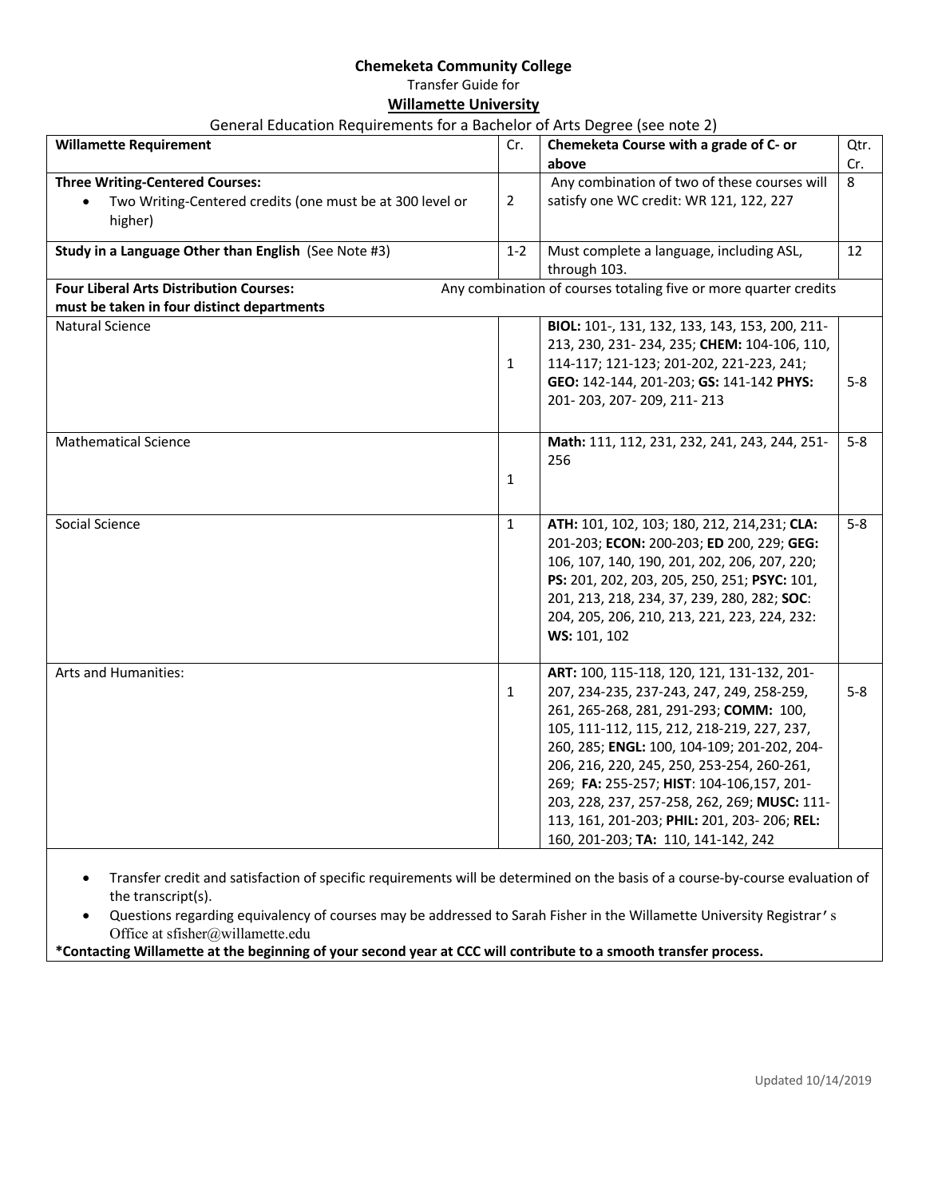**Chemeketa Community College**

Transfer Guide for

**Willamette University**

General Education Requirements for a Bachelor of Arts Degree (see note 2)

| Willamette Requirement | Cr. | Chemeketa Course with a grade of C- or above | Qtr. Cr. |
|---|---|---|---|
| **Three Writing-Centered Courses:** <br> • Two Writing-Centered credits (one must be at 300 level or higher) | 2 | Any combination of two of these courses will satisfy one WC credit: WR 121, 122, 227 | 8 |
| **Study in a Language Other than English** (See Note #3) | 1-2 | Must complete a language, including ASL, through 103. | 12 |
| **Four Liberal Arts Distribution Courses: must be taken in four distinct departments** | | Any combination of courses totaling five or more quarter credits | |
| Natural Science | 1 | **BIOL:** 101-, 131, 132, 133, 143, 153, 200, 211-213, 230, 231- 234, 235; **CHEM:** 104-106, 110, 114-117; 121-123; 201-202, 221-223, 241; **GEO:** 142-144, 201-203; **GS:** 141-142 **PHYS:** 201- 203, 207- 209, 211- 213 | 5-8 |
| Mathematical Science | 1 | **Math:** 111, 112, 231, 232, 241, 243, 244, 251-256 | 5-8 |
| Social Science | 1 | **ATH:** 101, 102, 103; 180, 212, 214,231; **CLA:** 201-203; **ECON:** 200-203; **ED** 200, 229; **GEG:** 106, 107, 140, 190, 201, 202, 206, 207, 220; **PS:** 201, 202, 203, 205, 250, 251; **PSYC:** 101, 201, 213, 218, 234, 37, 239, 280, 282; **SOC**: 204, 205, 206, 210, 213, 221, 223, 224, 232: **WS:** 101, 102 | 5-8 |
| Arts and Humanities: | 1 | **ART:** 100, 115-118, 120, 121, 131-132, 201-207, 234-235, 237-243, 247, 249, 258-259, 261, 265-268, 281, 291-293; **COMM:** 100, 105, 111-112, 115, 212, 218-219, 227, 237, 260, 285; **ENGL:** 100, 104-109; 201-202, 204-206, 216, 220, 245, 250, 253-254, 260-261, 269; **FA:** 255-257; **HIST**: 104-106,157, 201-203, 228, 237, 257-258, 262, 269; **MUSC:** 111-113, 161, 201-203; **PHIL:** 201, 203- 206; **REL:** 160, 201-203; **TA:** 110, 141-142, 242 | 5-8 |

- Transfer credit and satisfaction of specific requirements will be determined on the basis of a course-by-course evaluation of the transcript(s).
- Questions regarding equivalency of courses may be addressed to Sarah Fisher in the Willamette University Registrar's Office at sfisher@willamette.edu

**\*Contacting Willamette at the beginning of your second year at CCC will contribute to a smooth transfer process.**

Updated 10/14/2019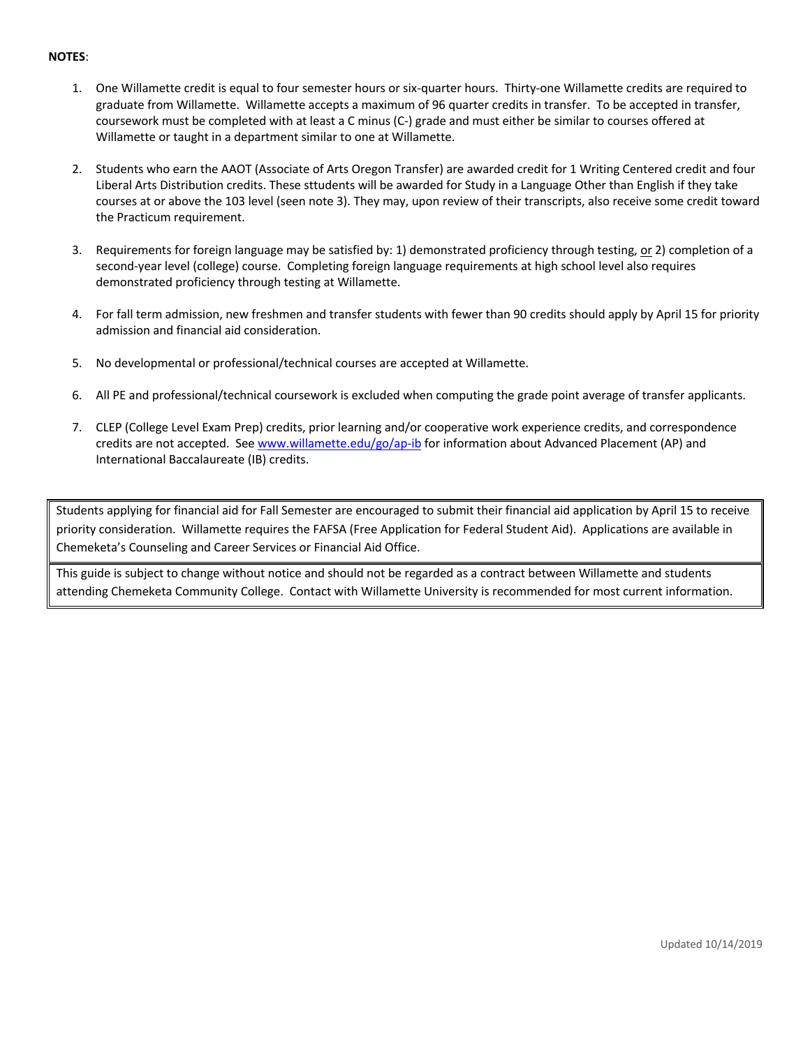**NOTES**:

1. One Willamette credit is equal to four semester hours or six-quarter hours. Thirty-one Willamette credits are required to graduate from Willamette. Willamette accepts a maximum of 96 quarter credits in transfer. To be accepted in transfer, coursework must be completed with at least a C minus (C-) grade and must either be similar to courses offered at Willamette or taught in a department similar to one at Willamette.

2. Students who earn the AAOT (Associate of Arts Oregon Transfer) are awarded credit for 1 Writing Centered credit and four Liberal Arts Distribution credits. These sttudents will be awarded for Study in a Language Other than English if they take courses at or above the 103 level (seen note 3). They may, upon review of their transcripts, also receive some credit toward the Practicum requirement.

3. Requirements for foreign language may be satisfied by: 1) demonstrated proficiency through testing, or 2) completion of a second-year level (college) course. Completing foreign language requirements at high school level also requires demonstrated proficiency through testing at Willamette.

4. For fall term admission, new freshmen and transfer students with fewer than 90 credits should apply by April 15 for priority admission and financial aid consideration.

5. No developmental or professional/technical courses are accepted at Willamette.

6. All PE and professional/technical coursework is excluded when computing the grade point average of transfer applicants.

7. CLEP (College Level Exam Prep) credits, prior learning and/or cooperative work experience credits, and correspondence credits are not accepted. See www.willamette.edu/go/ap-ib for information about Advanced Placement (AP) and International Baccalaureate (IB) credits.

Students applying for financial aid for Fall Semester are encouraged to submit their financial aid application by April 15 to receive priority consideration. Willamette requires the FAFSA (Free Application for Federal Student Aid). Applications are available in Chemeketa's Counseling and Career Services or Financial Aid Office.

This guide is subject to change without notice and should not be regarded as a contract between Willamette and students attending Chemeketa Community College. Contact with Willamette University is recommended for most current information.

Updated 10/14/2019